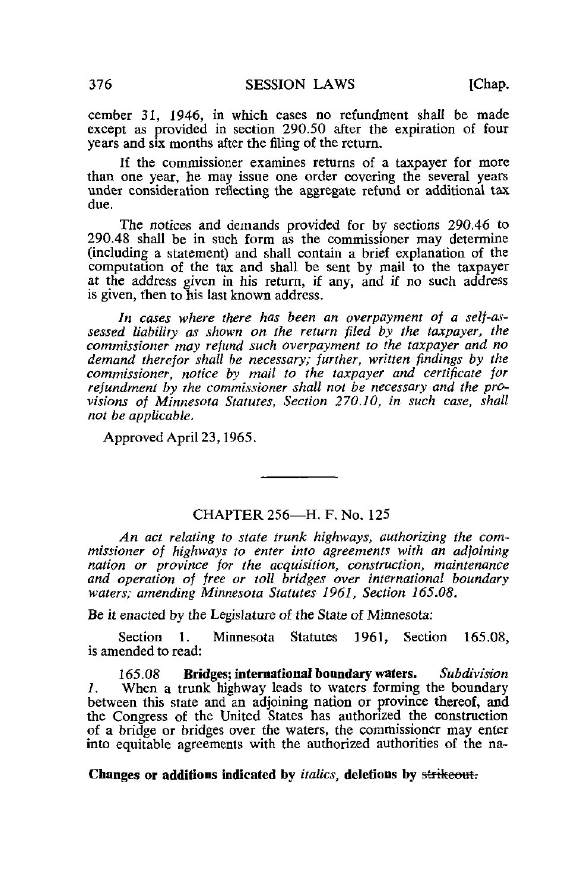cember 31, 1946, in which cases no refundment shall be made except as provided in section 290.50 after the expiration of four years and six months after the filing of the return.

If the commissioner examines returns of a taxpayer for more than one year, he may issue one order covering the several years under consideration reflecting the aggregate refund or additional tax due.

The notices and demands provided for by sections 290.46 to 290.48 shall be in such form as the commissioner may determine (including a statement) and shall contain a brief explanation of the computation of the tax and shall be sent by mail to the taxpayer at the address given in his return, if any, and if no such address is given, then to his last known address.

*In cases where there has been an overpayment of a self-assessed liability as shown on the return filed by the taxpayer, the commissioner may refund such overpayment to the taxpayer and no demand therefor shall be necessary; further, written findings by the commissioner, notice by mail to the taxpayer and certificate for refundment by the commissioner shall not be necessary and the provisions of Minnesota Statutes, Section 270.10, in such case, shall not be applicable.*

Approved April 23, 1965.

---

## CHAPTER 256—H. F. No. 125

*An act relating to state trunk highways, authorizing the commissioner of highways to enter into agreements with an adjoining nation or province for the acquisition, construction, maintenance and operation of free or toll bridges over international boundary waters; amending Minnesota Statutes 1961, Section 165.08.*

Be it enacted by the Legislature of the State of Minnesota:

Section 1. Minnesota Statutes 1961, Section 165.08, is amended to read:

165.08 **Bridges; international boundary waters.** *Subdivision 1.* When a trunk highway leads to waters forming the boundary between this state and an adjoining nation or province thereof, and the Congress of the United States has authorized the construction of a bridge or bridges over the waters, the commissioner may enter into equitable agreements with the authorized authorities of the na-

**Changes or additions indicated by *italics*, deletions by ~~strikeout.~~**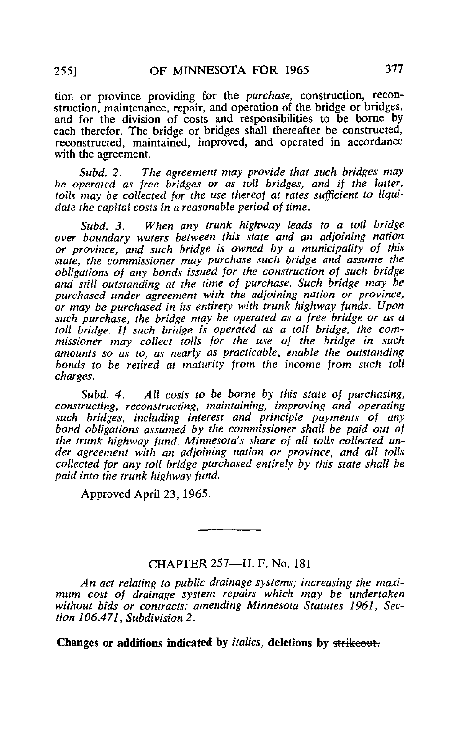tion or province providing for the *purchase*, construction, reconstruction, maintenance, repair, and operation of the bridge or bridges, and for the division of costs and responsibilities to be borne by each therefor. The bridge or bridges shall thereafter be constructed, reconstructed, maintained, improved, and operated in accordance with the agreement.

*Subd. 2. The agreement may provide that such bridges may be operated as free bridges or as toll bridges, and if the latter, tolls may be collected for the use thereof at rates sufficient to liquidate the capital costs in a reasonable period of time.*

*Subd. 3. When any trunk highway leads to a toll bridge over boundary waters between this state and an adjoining nation or province, and such bridge is owned by a municipality of this state, the commissioner may purchase such bridge and assume the obligations of any bonds issued for the construction of such bridge and still outstanding at the time of purchase. Such bridge may be purchased under agreement with the adjoining nation or province, or may be purchased in its entirety with trunk highway funds. Upon such purchase, the bridge may be operated as a free bridge or as a toll bridge. If such bridge is operated as a toll bridge, the commissioner may collect tolls for the use of the bridge in such amounts so as to, as nearly as practicable, enable the outstanding bonds to be retired at maturity from the income from such toll charges.*

*Subd. 4. All costs to be borne by this state of purchasing, constructing, reconstructing, maintaining, improving and operating such bridges, including interest and principle payments of any bond obligations assumed by the commissioner shall be paid out of the trunk highway fund. Minnesota's share of all tolls collected under agreement with an adjoining nation or province, and all tolls collected for any toll bridge purchased entirely by this state shall be paid into the trunk highway fund.*

Approved April 23, 1965.

---

## CHAPTER 257—H. F. No. 181

*An act relating to public drainage systems; increasing the maximum cost of drainage system repairs which may be undertaken without bids or contracts; amending Minnesota Statutes 1961, Section 106.471, Subdivision 2.*

**Changes or additions indicated by *italics*, deletions by ~~strikeout.~~**